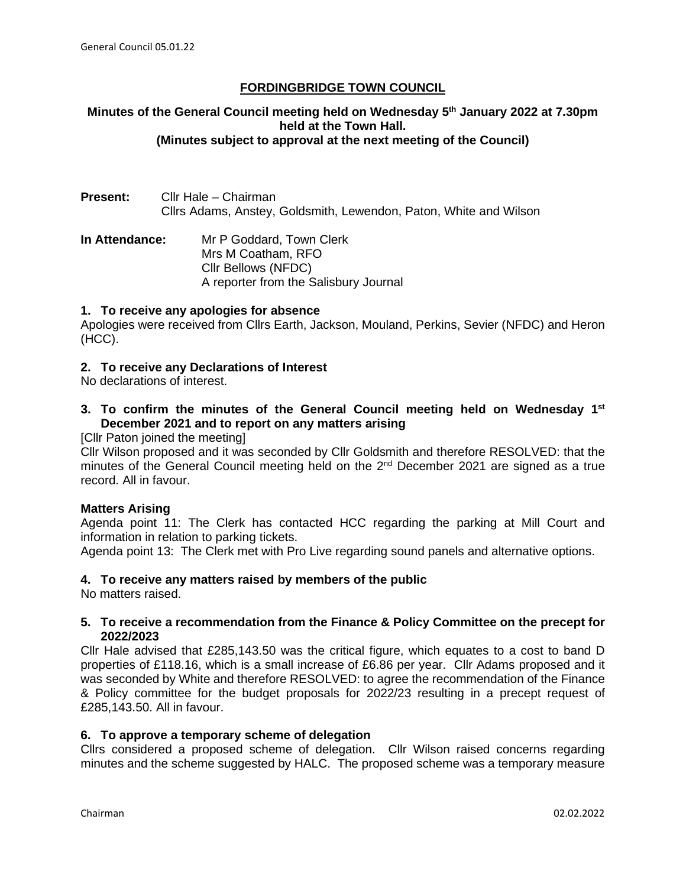# FORDINGBRIDGE TOWN COUNCIL

**Minutes of the General Council meeting held on Wednesday 5th January 2022 at 7.30pm held at the Town Hall.**
**(Minutes subject to approval at the next meeting of the Council)**

**Present:** Cllr Hale – Chairman
Cllrs Adams, Anstey, Goldsmith, Lewendon, Paton, White and Wilson

**In Attendance:** Mr P Goddard, Town Clerk
Mrs M Coatham, RFO
Cllr Bellows (NFDC)
A reporter from the Salisbury Journal

### 1. To receive any apologies for absence

Apologies were received from Cllrs Earth, Jackson, Mouland, Perkins, Sevier (NFDC) and Heron (HCC).

### 2. To receive any Declarations of Interest

No declarations of interest.

### 3. To confirm the minutes of the General Council meeting held on Wednesday 1st December 2021 and to report on any matters arising

[Cllr Paton joined the meeting]

Cllr Wilson proposed and it was seconded by Cllr Goldsmith and therefore RESOLVED: that the minutes of the General Council meeting held on the 2nd December 2021 are signed as a true record. All in favour.

**Matters Arising**

Agenda point 11: The Clerk has contacted HCC regarding the parking at Mill Court and information in relation to parking tickets.

Agenda point 13: The Clerk met with Pro Live regarding sound panels and alternative options.

### 4. To receive any matters raised by members of the public

No matters raised.

### 5. To receive a recommendation from the Finance & Policy Committee on the precept for 2022/2023

Cllr Hale advised that £285,143.50 was the critical figure, which equates to a cost to band D properties of £118.16, which is a small increase of £6.86 per year. Cllr Adams proposed and it was seconded by White and therefore RESOLVED: to agree the recommendation of the Finance & Policy committee for the budget proposals for 2022/23 resulting in a precept request of £285,143.50. All in favour.

### 6. To approve a temporary scheme of delegation

Cllrs considered a proposed scheme of delegation. Cllr Wilson raised concerns regarding minutes and the scheme suggested by HALC. The proposed scheme was a temporary measure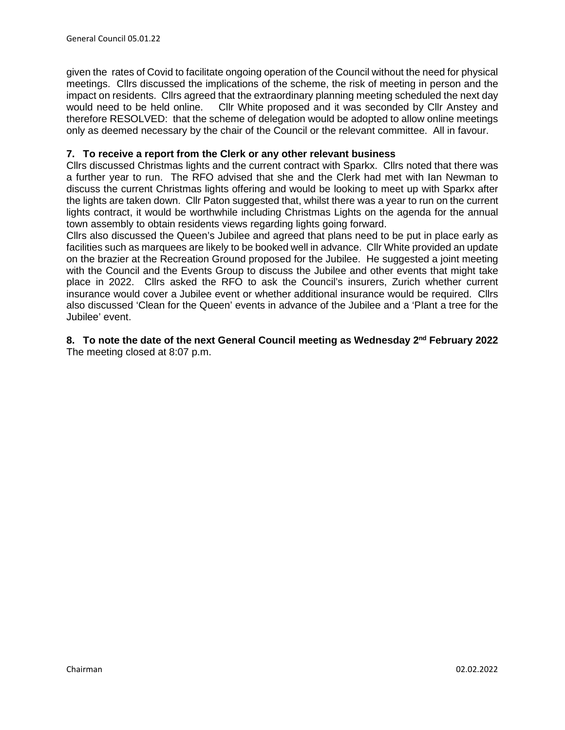given the  rates of Covid to facilitate ongoing operation of the Council without the need for physical meetings.  Cllrs discussed the implications of the scheme, the risk of meeting in person and the impact on residents.  Cllrs agreed that the extraordinary planning meeting scheduled the next day would need to be held online.    Cllr White proposed and it was seconded by Cllr Anstey and therefore RESOLVED:  that the scheme of delegation would be adopted to allow online meetings only as deemed necessary by the chair of the Council or the relevant committee.  All in favour.

**7. To receive a report from the Clerk or any other relevant business**

Cllrs discussed Christmas lights and the current contract with Sparkx.  Cllrs noted that there was a further year to run.  The RFO advised that she and the Clerk had met with Ian Newman to discuss the current Christmas lights offering and would be looking to meet up with Sparkx after the lights are taken down.  Cllr Paton suggested that, whilst there was a year to run on the current lights contract, it would be worthwhile including Christmas Lights on the agenda for the annual town assembly to obtain residents views regarding lights going forward.

Cllrs also discussed the Queen's Jubilee and agreed that plans need to be put in place early as facilities such as marquees are likely to be booked well in advance.  Cllr White provided an update on the brazier at the Recreation Ground proposed for the Jubilee.  He suggested a joint meeting with the Council and the Events Group to discuss the Jubilee and other events that might take place in 2022.  Cllrs asked the RFO to ask the Council's insurers, Zurich whether current insurance would cover a Jubilee event or whether additional insurance would be required.  Cllrs also discussed 'Clean for the Queen' events in advance of the Jubilee and a 'Plant a tree for the Jubilee' event.

**8. To note the date of the next General Council meeting as Wednesday 2nd February 2022**

The meeting closed at 8:07 p.m.

Chairman 02.02.2022